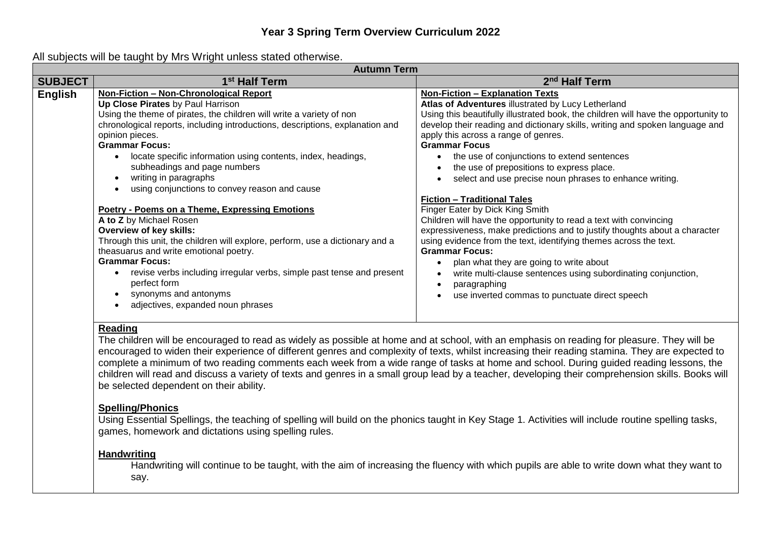# Year 3 Spring Term Overview Curriculum 2022

All subjects will be taught by Mrs Wright unless stated otherwise.

| Autumn Term | | |
|---|---|---|
| **SUBJECT** | **1st Half Term** | **2nd Half Term** |
| **English** | **Non-Fiction – Non-Chronological Report**<br>**Up Close Pirates** by Paul Harrison<br>Using the theme of pirates, the children will write a variety of non chronological reports, including introductions, descriptions, explanation and opinion pieces.<br>**Grammar Focus:**<br>• locate specific information using contents, index, headings, subheadings and page numbers<br>• writing in paragraphs<br>• using conjunctions to convey reason and cause<br><br>**Poetry - Poems on a Theme, Expressing Emotions**<br>**A to Z** by Michael Rosen<br>**Overview of key skills:**<br>Through this unit, the children will explore, perform, use a dictionary and a theasuarus and write emotional poetry.<br>**Grammar Focus:**<br>• revise verbs including irregular verbs, simple past tense and present perfect form<br>• synonyms and antonyms<br>• adjectives, expanded noun phrases | **Non-Fiction – Explanation Texts**<br>**Atlas of Adventures** illustrated by Lucy Letherland<br>Using this beautifully illustrated book, the children will have the opportunity to develop their reading and dictionary skills, writing and spoken language and apply this across a range of genres.<br>**Grammar Focus**<br>• the use of conjunctions to extend sentences<br>• the use of prepositions to express place.<br>• select and use precise noun phrases to enhance writing.<br><br>**Fiction – Traditional Tales**<br>Finger Eater by Dick King Smith<br>Children will have the opportunity to read a text with convincing expressiveness, make predictions and to justify thoughts about a character using evidence from the text, identifying themes across the text.<br>**Grammar Focus:**<br>• plan what they are going to write about<br>• write multi-clause sentences using subordinating conjunction,<br>• paragraphing<br>• use inverted commas to punctuate direct speech |
| | **Reading**<br>The children will be encouraged to read as widely as possible at home and at school, with an emphasis on reading for pleasure. They will be encouraged to widen their experience of different genres and complexity of texts, whilst increasing their reading stamina. They are expected to complete a minimum of two reading comments each week from a wide range of tasks at home and school. During guided reading lessons, the children will read and discuss a variety of texts and genres in a small group lead by a teacher, developing their comprehension skills. Books will be selected dependent on their ability.<br><br>**Spelling/Phonics**<br>Using Essential Spellings, the teaching of spelling will build on the phonics taught in Key Stage 1. Activities will include routine spelling tasks, games, homework and dictations using spelling rules.<br><br>**Handwriting**<br>Handwriting will continue to be taught, with the aim of increasing the fluency with which pupils are able to write down what they want to say. | |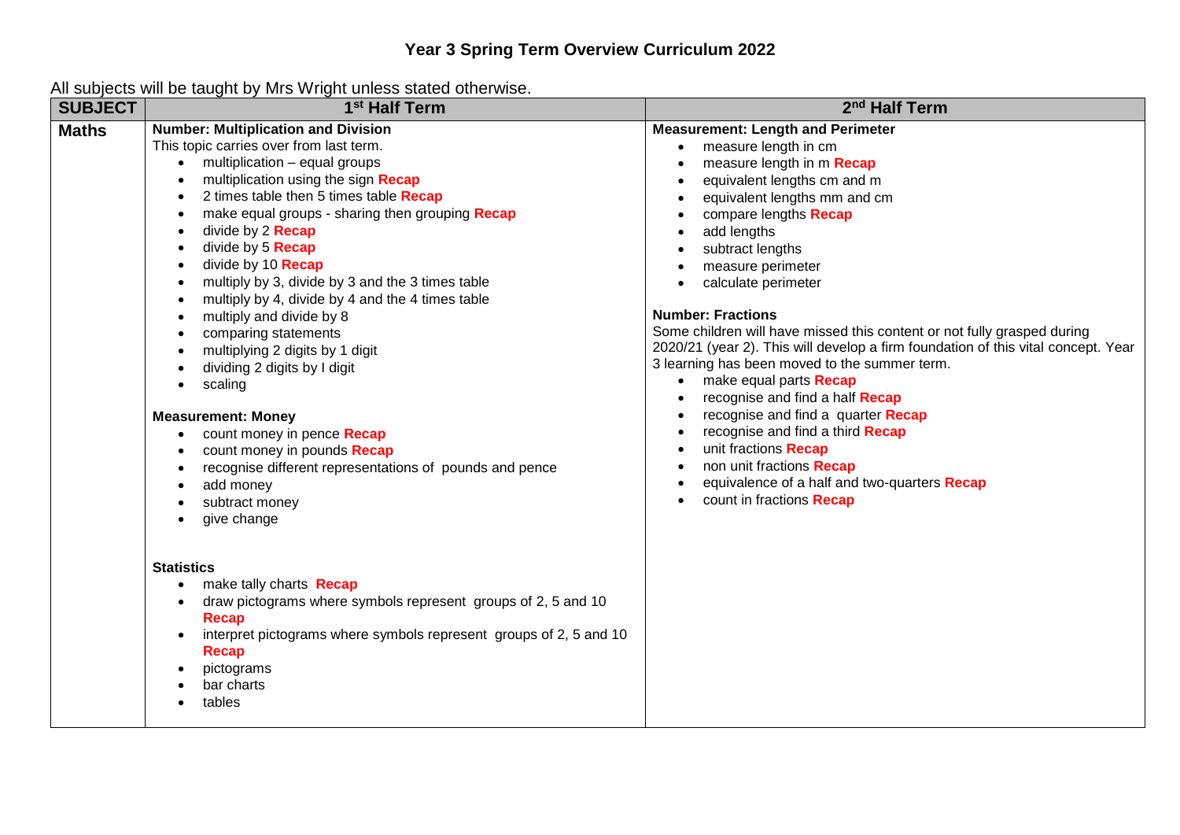# Year 3 Spring Term Overview Curriculum 2022

All subjects will be taught by Mrs Wright unless stated otherwise.

| SUBJECT | 1st Half Term | 2nd Half Term |
|---|---|---|
| **Maths** | **Number: Multiplication and Division**<br>This topic carries over from last term.<br>• multiplication – equal groups<br>• multiplication using the sign **Recap**<br>• 2 times table then 5 times table **Recap**<br>• make equal groups - sharing then grouping **Recap**<br>• divide by 2 **Recap**<br>• divide by 5 **Recap**<br>• divide by 10 **Recap**<br>• multiply by 3, divide by 3 and the 3 times table<br>• multiply by 4, divide by 4 and the 4 times table<br>• multiply and divide by 8<br>• comparing statements<br>• multiplying 2 digits by 1 digit<br>• dividing 2 digits by I digit<br>• scaling<br><br>**Measurement: Money**<br>• count money in pence **Recap**<br>• count money in pounds **Recap**<br>• recognise different representations of pounds and pence<br>• add money<br>• subtract money<br>• give change<br><br>**Statistics**<br>• make tally charts **Recap**<br>• draw pictograms where symbols represent groups of 2, 5 and 10 **Recap**<br>• interpret pictograms where symbols represent groups of 2, 5 and 10 **Recap**<br>• pictograms<br>• bar charts<br>• tables | **Measurement: Length and Perimeter**<br>• measure length in cm<br>• measure length in m **Recap**<br>• equivalent lengths cm and m<br>• equivalent lengths mm and cm<br>• compare lengths **Recap**<br>• add lengths<br>• subtract lengths<br>• measure perimeter<br>• calculate perimeter<br><br>**Number: Fractions**<br>Some children will have missed this content or not fully grasped during 2020/21 (year 2). This will develop a firm foundation of this vital concept. Year 3 learning has been moved to the summer term.<br>• make equal parts **Recap**<br>• recognise and find a half **Recap**<br>• recognise and find a quarter **Recap**<br>• recognise and find a third **Recap**<br>• unit fractions **Recap**<br>• non unit fractions **Recap**<br>• equivalence of a half and two-quarters **Recap**<br>• count in fractions **Recap** |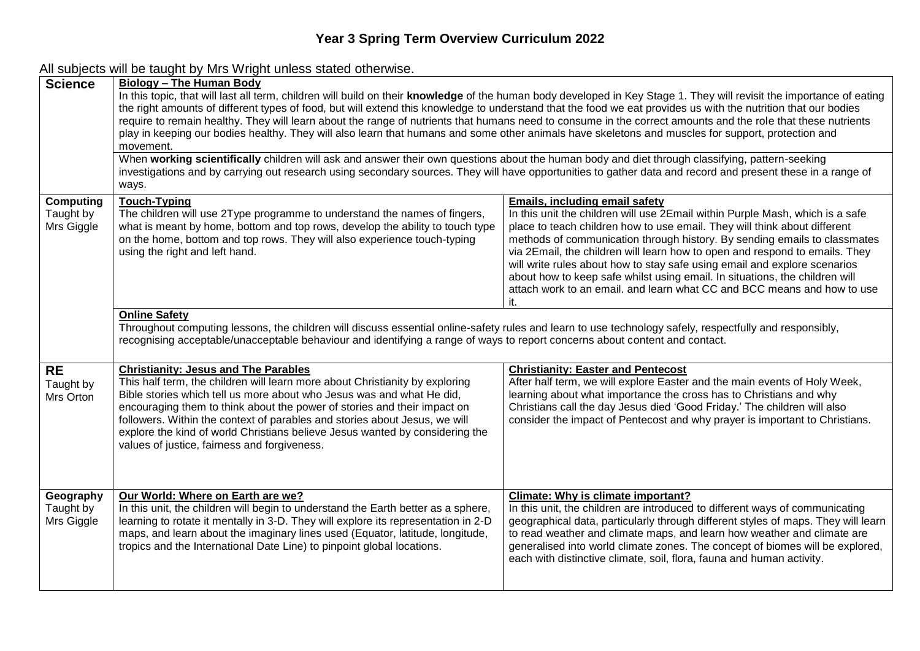# Year 3 Spring Term Overview Curriculum 2022

All subjects will be taught by Mrs Wright unless stated otherwise.

| Subject | | |
|---|---|---|
| **Science** | **Biology – The Human Body**<br>In this topic, that will last all term, children will build on their **knowledge** of the human body developed in Key Stage 1. They will revisit the importance of eating the right amounts of different types of food, but will extend this knowledge to understand that the food we eat provides us with the nutrition that our bodies require to remain healthy. They will learn about the range of nutrients that humans need to consume in the correct amounts and the role that these nutrients play in keeping our bodies healthy. They will also learn that humans and some other animals have skeletons and muscles for support, protection and movement. | |
| | When **working scientifically** children will ask and answer their own questions about the human body and diet through classifying, pattern-seeking investigations and by carrying out research using secondary sources. They will have opportunities to gather data and record and present these in a range of ways. | |
| **Computing**<br>Taught by Mrs Giggle | **Touch-Typing**<br>The children will use 2Type programme to understand the names of fingers, what is meant by home, bottom and top rows, develop the ability to touch type on the home, bottom and top rows. They will also experience touch-typing using the right and left hand. | **Emails, including email safety**<br>In this unit the children will use 2Email within Purple Mash, which is a safe place to teach children how to use email. They will think about different methods of communication through history. By sending emails to classmates via 2Email, the children will learn how to open and respond to emails. They will write rules about how to stay safe using email and explore scenarios about how to keep safe whilst using email. In situations, the children will attach work to an email. and learn what CC and BCC means and how to use it. |
| | **Online Safety**<br>Throughout computing lessons, the children will discuss essential online-safety rules and learn to use technology safely, respectfully and responsibly, recognising acceptable/unacceptable behaviour and identifying a range of ways to report concerns about content and contact. | |
| **RE**<br>Taught by Mrs Orton | **Christianity: Jesus and The Parables**<br>This half term, the children will learn more about Christianity by exploring Bible stories which tell us more about who Jesus was and what He did, encouraging them to think about the power of stories and their impact on followers. Within the context of parables and stories about Jesus, we will explore the kind of world Christians believe Jesus wanted by considering the values of justice, fairness and forgiveness. | **Christianity: Easter and Pentecost**<br>After half term, we will explore Easter and the main events of Holy Week, learning about what importance the cross has to Christians and why Christians call the day Jesus died 'Good Friday.' The children will also consider the impact of Pentecost and why prayer is important to Christians. |
| **Geography**<br>Taught by Mrs Giggle | **Our World: Where on Earth are we?**<br>In this unit, the children will begin to understand the Earth better as a sphere, learning to rotate it mentally in 3-D. They will explore its representation in 2-D maps, and learn about the imaginary lines used (Equator, latitude, longitude, tropics and the International Date Line) to pinpoint global locations. | **Climate: Why is climate important?**<br>In this unit, the children are introduced to different ways of communicating geographical data, particularly through different styles of maps. They will learn to read weather and climate maps, and learn how weather and climate are generalised into world climate zones. The concept of biomes will be explored, each with distinctive climate, soil, flora, fauna and human activity. |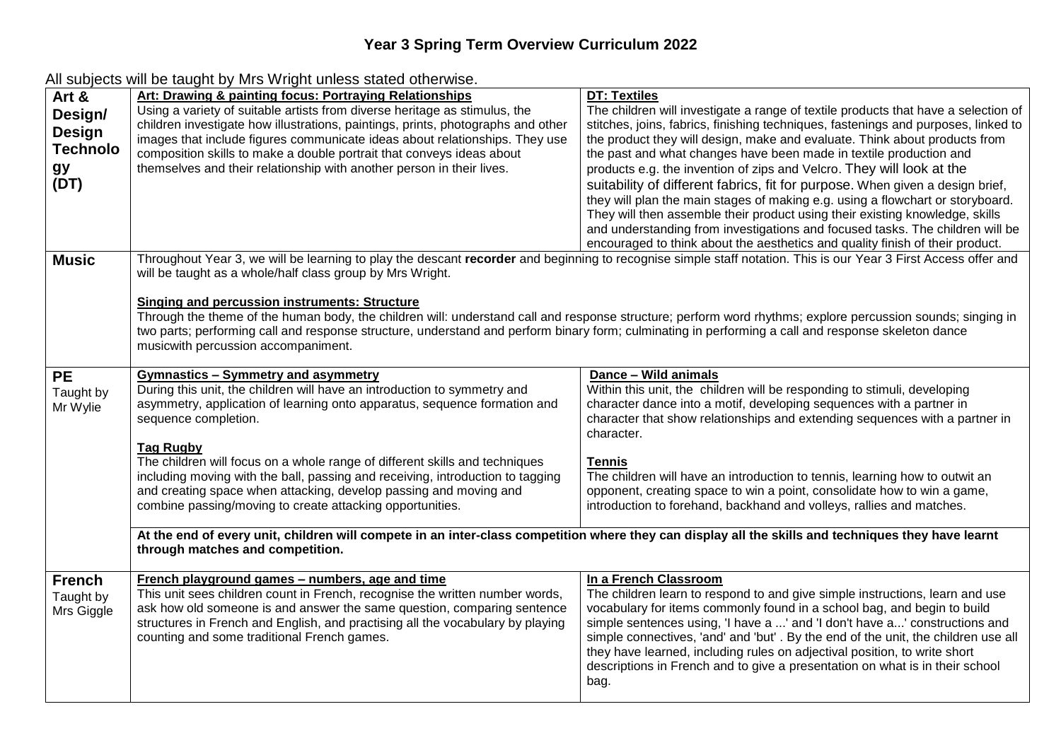# Year 3 Spring Term Overview Curriculum 2022

All subjects will be taught by Mrs Wright unless stated otherwise.

| Subject | | |
|---|---|---|
| **Art & Design/ Design Technology (DT)** | **Art: Drawing & painting focus: Portraying Relationships**<br>Using a variety of suitable artists from diverse heritage as stimulus, the children investigate how illustrations, paintings, prints, photographs and other images that include figures communicate ideas about relationships. They use composition skills to make a double portrait that conveys ideas about themselves and their relationship with another person in their lives. | **DT: Textiles**<br>The children will investigate a range of textile products that have a selection of stitches, joins, fabrics, finishing techniques, fastenings and purposes, linked to the product they will design, make and evaluate. Think about products from the past and what changes have been made in textile production and products e.g. the invention of zips and Velcro. They will look at the suitability of different fabrics, fit for purpose. When given a design brief, they will plan the main stages of making e.g. using a flowchart or storyboard. They will then assemble their product using their existing knowledge, skills and understanding from investigations and focused tasks. The children will be encouraged to think about the aesthetics and quality finish of their product. |
| **Music** | Throughout Year 3, we will be learning to play the descant **recorder** and beginning to recognise simple staff notation. This is our Year 3 First Access offer and will be taught as a whole/half class group by Mrs Wright.<br><br>**Singing and percussion instruments: Structure**<br>Through the theme of the human body, the children will: understand call and response structure; perform word rhythms; explore percussion sounds; singing in two parts; performing call and response structure, understand and perform binary form; culminating in performing a call and response skeleton dance musicwith percussion accompaniment. | |
| **PE**<br>Taught by Mr Wylie | **Gymnastics – Symmetry and asymmetry**<br>During this unit, the children will have an introduction to symmetry and asymmetry, application of learning onto apparatus, sequence formation and sequence completion.<br><br>**Tag Rugby**<br>The children will focus on a whole range of different skills and techniques including moving with the ball, passing and receiving, introduction to tagging and creating space when attacking, develop passing and moving and combine passing/moving to create attacking opportunities. | **Dance – Wild animals**<br>Within this unit, the children will be responding to stimuli, developing character dance into a motif, developing sequences with a partner in character that show relationships and extending sequences with a partner in character.<br><br>**Tennis**<br>The children will have an introduction to tennis, learning how to outwit an opponent, creating space to win a point, consolidate how to win a game, introduction to forehand, backhand and volleys, rallies and matches. |
| | **At the end of every unit, children will compete in an inter-class competition where they can display all the skills and techniques they have learnt through matches and competition.** | |
| **French**<br>Taught by Mrs Giggle | **French playground games – numbers, age and time**<br>This unit sees children count in French, recognise the written number words, ask how old someone is and answer the same question, comparing sentence structures in French and English, and practising all the vocabulary by playing counting and some traditional French games. | **In a French Classroom**<br>The children learn to respond to and give simple instructions, learn and use vocabulary for items commonly found in a school bag, and begin to build simple sentences using, 'I have a ...' and 'I don't have a...' constructions and simple connectives, 'and' and 'but' . By the end of the unit, the children use all they have learned, including rules on adjectival position, to write short descriptions in French and to give a presentation on what is in their school bag. |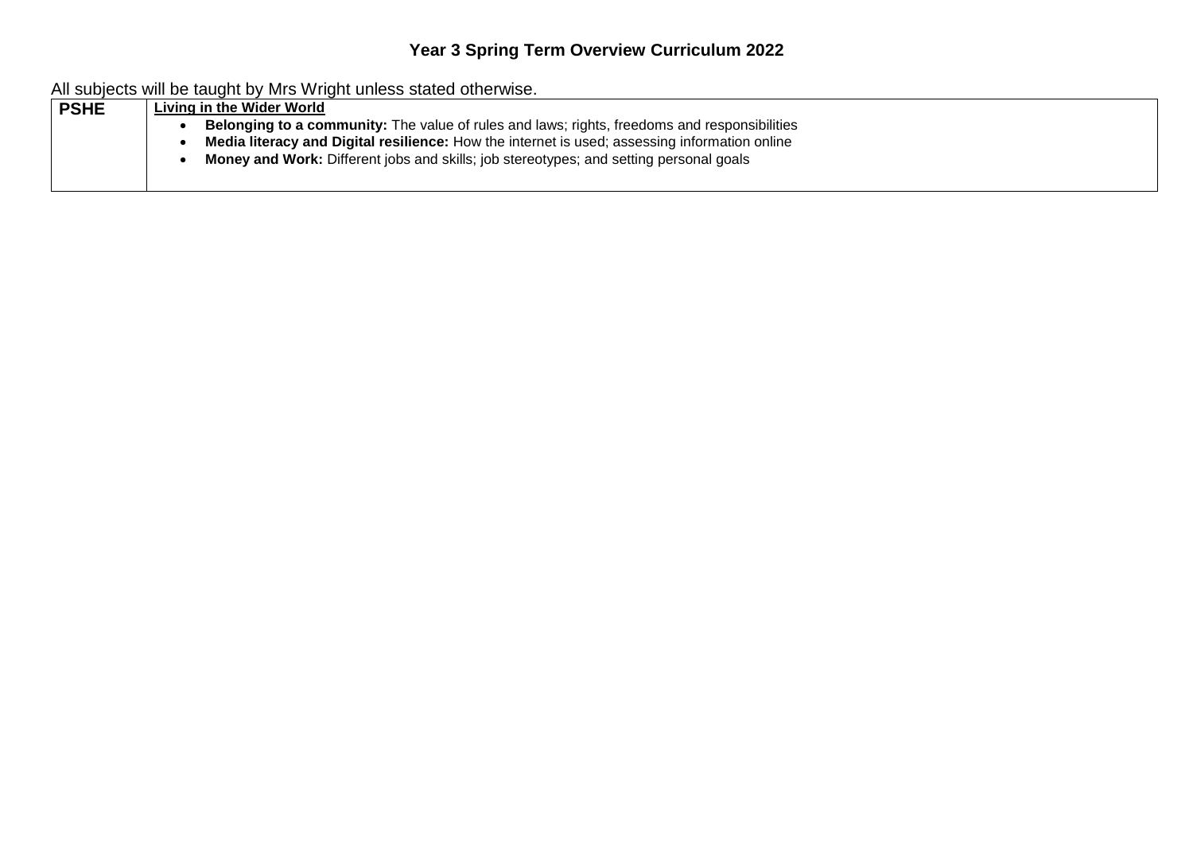**Year 3 Spring Term Overview Curriculum 2022**

All subjects will be taught by Mrs Wright unless stated otherwise.

| | |
|---|---|
| **PSHE** | **Living in the Wider World**<br>• **Belonging to a community:** The value of rules and laws; rights, freedoms and responsibilities<br>• **Media literacy and Digital resilience:** How the internet is used; assessing information online<br>• **Money and Work:** Different jobs and skills; job stereotypes; and setting personal goals |